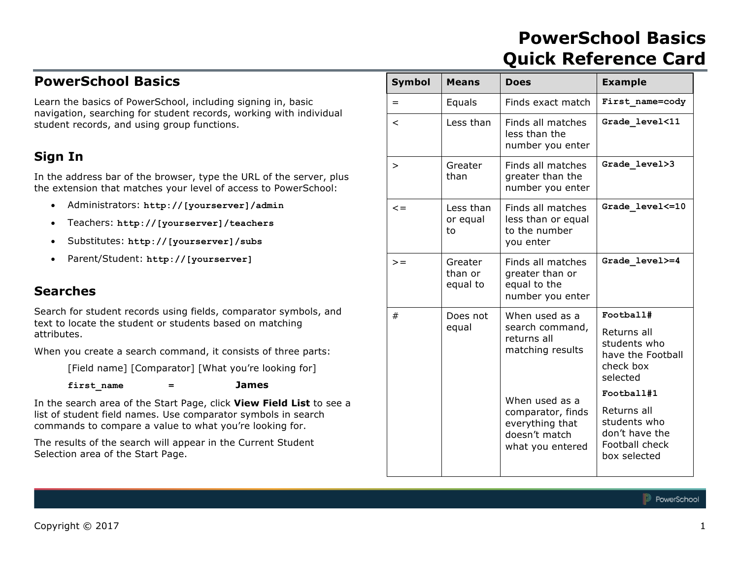# PowerSchool Basics Quick Reference Card

## PowerSchool Basics

Learn the basics of PowerSchool, including signing in, basic navigation, searching for student records, working with individual student records, and using group functions.

## Sign In

In the address bar of the browser, type the URL of the server, plus the extension that matches your level of access to PowerSchool:

- Administrators: **http://[yourserver]/admin**
- Teachers: **http://[yourserver]/teachers**
- Substitutes: **http://[yourserver]/subs**
- Parent/Student: **http://[yourserver]**

## Searches

Search for student records using fields, comparator symbols, and text to locate the student or students based on matching attributes.

When you create a search command, it consists of three parts:

[Field name] [Comparator] [What you're looking for]

**first_name** **=** **James**

In the search area of the Start Page, click **View Field List** to see a list of student field names. Use comparator symbols in search commands to compare a value to what you're looking for.

The results of the search will appear in the Current Student Selection area of the Start Page.

| Symbol | Means | Does | Example |
|---|---|---|---|
| = | Equals | Finds exact match | **First_name=cody** |
| < | Less than | Finds all matches less than the number you enter | **Grade_level<11** |
| > | Greater than | Finds all matches greater than the number you enter | **Grade_level>3** |
| <= | Less than or equal to | Finds all matches less than or equal to the number you enter | **Grade_level<=10** |
| >= | Greater than or equal to | Finds all matches greater than or equal to the number you enter | **Grade_level>=4** |
| # | Does not equal | When used as a search command, returns all matching results | **Football#** Returns all students who have the Football check box selected |
| | | When used as a comparator, finds everything that doesn't match what you entered | **Football#1** Returns all students who don't have the Football check box selected |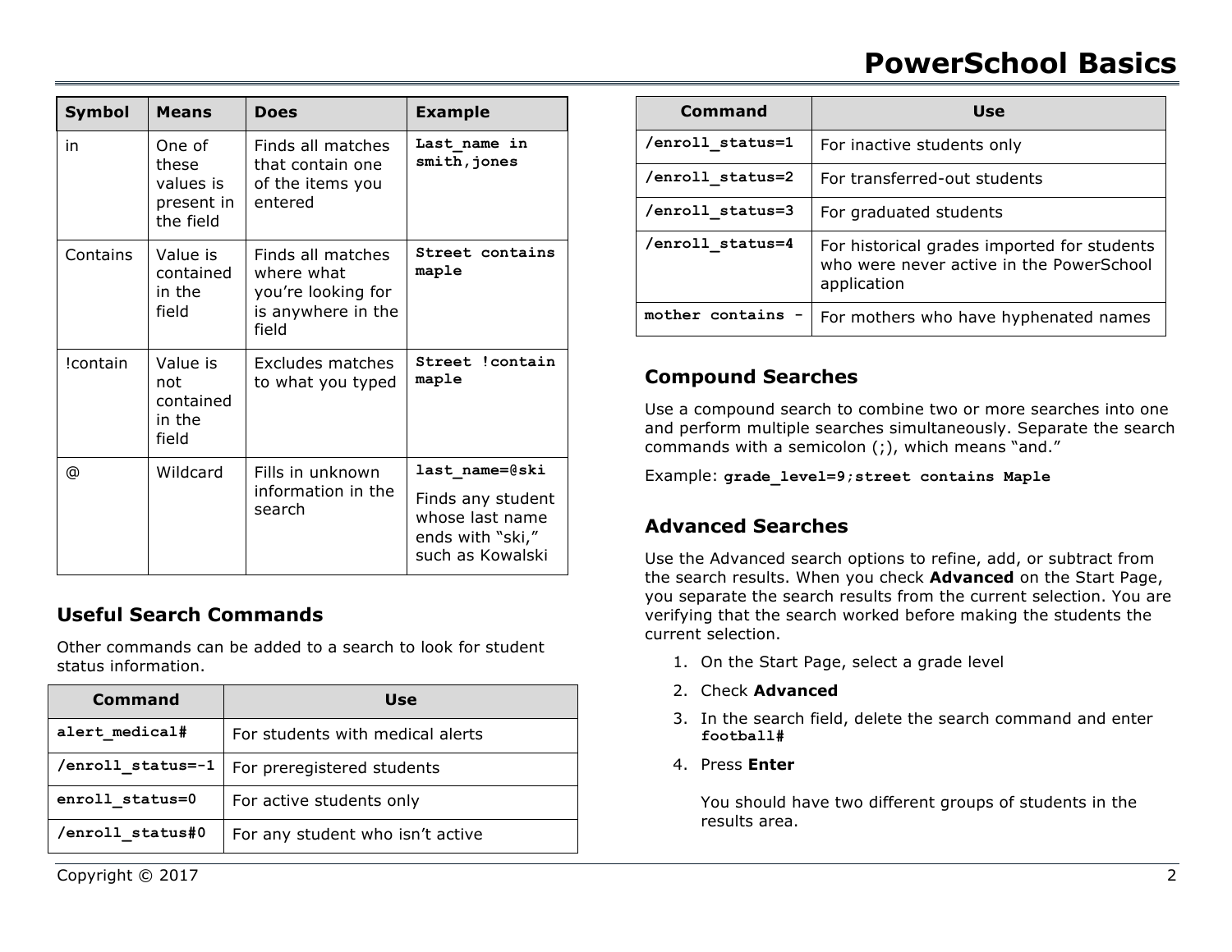| Symbol | Means | Does | Example |
| --- | --- | --- | --- |
| in | One of these values is present in the field | Finds all matches that contain one of the items you entered | **`Last_name in smith,jones`** |
| Contains | Value is contained in the field | Finds all matches where what you're looking for is anywhere in the field | **`Street contains maple`** |
| !contain | Value is not contained in the field | Excludes matches to what you typed | **`Street !contain maple`** |
| @ | Wildcard | Fills in unknown information in the search | **`last_name=@ski`** Finds any student whose last name ends with "ski," such as Kowalski |

## Useful Search Commands

Other commands can be added to a search to look for student status information.

| Command | Use |
| --- | --- |
| **`alert_medical#`** | For students with medical alerts |
| **`/enroll_status=-1`** | For preregistered students |
| **`enroll_status=0`** | For active students only |
| **`/enroll_status#0`** | For any student who isn't active |
| **`/enroll_status=1`** | For inactive students only |
| **`/enroll_status=2`** | For transferred-out students |
| **`/enroll_status=3`** | For graduated students |
| **`/enroll_status=4`** | For historical grades imported for students who were never active in the PowerSchool application |
| **`mother contains -`** | For mothers who have hyphenated names |

## Compound Searches

Use a compound search to combine two or more searches into one and perform multiple searches simultaneously. Separate the search commands with a semicolon (;), which means "and."

Example: **`grade_level=9;street contains Maple`**

## Advanced Searches

Use the Advanced search options to refine, add, or subtract from the search results. When you check **Advanced** on the Start Page, you separate the search results from the current selection. You are verifying that the search worked before making the students the current selection.

1. On the Start Page, select a grade level
2. Check **Advanced**
3. In the search field, delete the search command and enter **`football#`**
4. Press **Enter**

   You should have two different groups of students in the results area.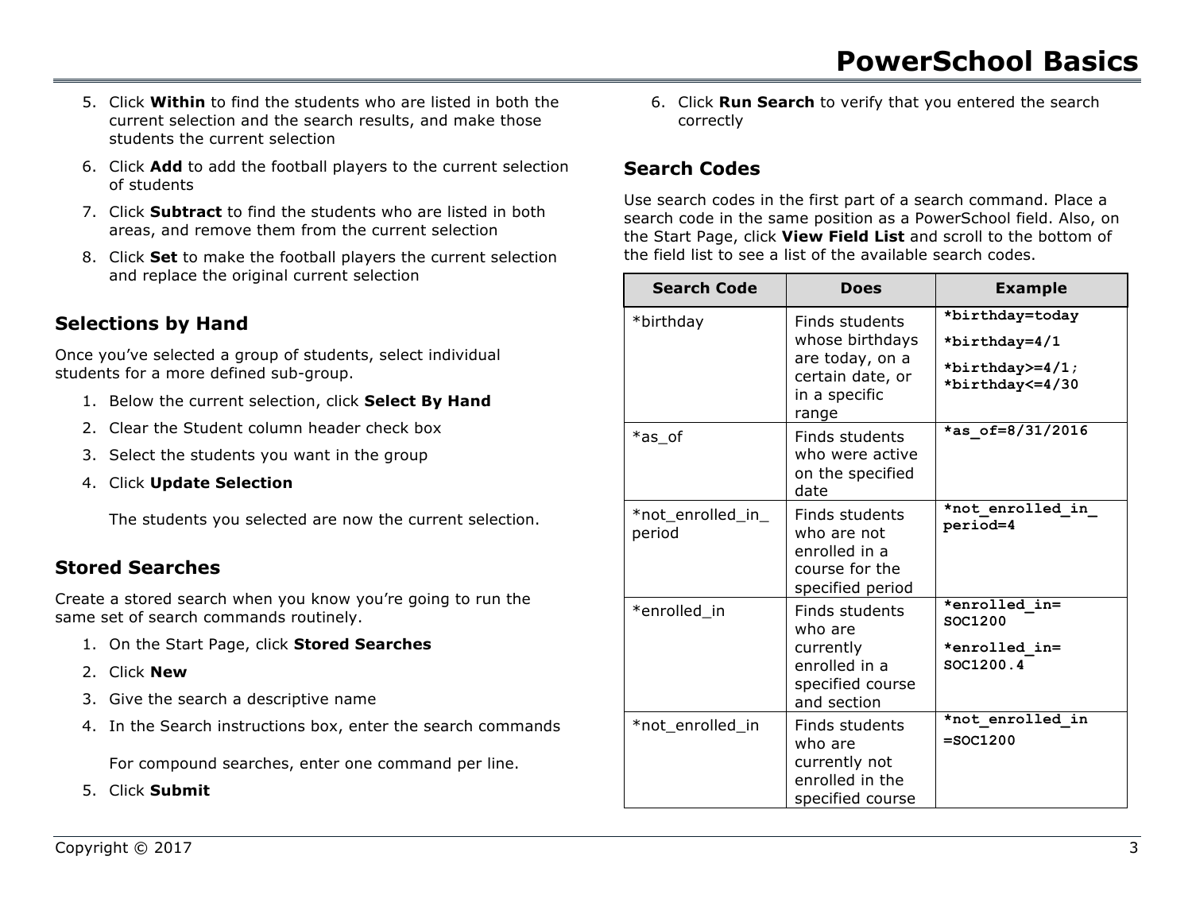5. Click **Within** to find the students who are listed in both the current selection and the search results, and make those students the current selection
6. Click **Add** to add the football players to the current selection of students
7. Click **Subtract** to find the students who are listed in both areas, and remove them from the current selection
8. Click **Set** to make the football players the current selection and replace the original current selection

## Selections by Hand

Once you've selected a group of students, select individual students for a more defined sub-group.

1. Below the current selection, click **Select By Hand**
2. Clear the Student column header check box
3. Select the students you want in the group
4. Click **Update Selection**

   The students you selected are now the current selection.

## Stored Searches

Create a stored search when you know you're going to run the same set of search commands routinely.

1. On the Start Page, click **Stored Searches**
2. Click **New**
3. Give the search a descriptive name
4. In the Search instructions box, enter the search commands

   For compound searches, enter one command per line.

5. Click **Submit**
6. Click **Run Search** to verify that you entered the search correctly

## Search Codes

Use search codes in the first part of a search command. Place a search code in the same position as a PowerSchool field. Also, on the Start Page, click **View Field List** and scroll to the bottom of the field list to see a list of the available search codes.

| Search Code | Does | Example |
|---|---|---|
| *birthday | Finds students whose birthdays are today, on a certain date, or in a specific range | **`*birthday=today`**<br>**`*birthday=4/1`**<br>**`*birthday>=4/1; *birthday<=4/30`** |
| *as_of | Finds students who were active on the specified date | **`*as_of=8/31/2016`** |
| *not_enrolled_in_period | Finds students who are not enrolled in a course for the specified period | **`*not_enrolled_in_period=4`** |
| *enrolled_in | Finds students who are currently enrolled in a specified course and section | **`*enrolled_in=SOC1200`**<br>**`*enrolled_in=SOC1200.4`** |
| *not_enrolled_in | Finds students who are currently not enrolled in the specified course | **`*not_enrolled_in=SOC1200`** |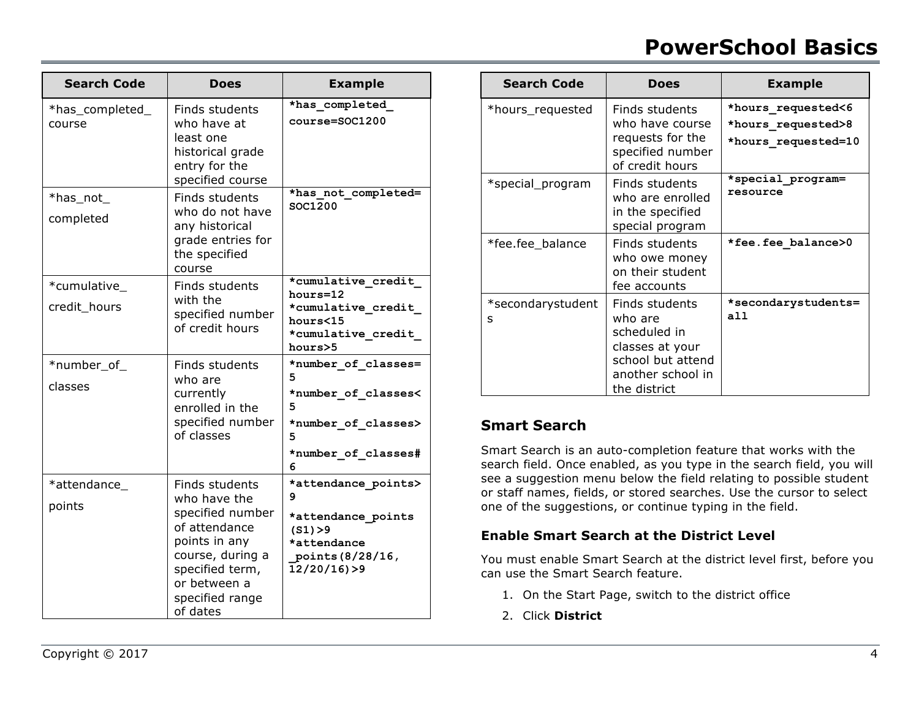| Search Code | Does | Example |
| --- | --- | --- |
| *has_completed_course | Finds students who have at least one historical grade entry for the specified course | *has_completed_course=SOC1200 |
| *has_not_completed | Finds students who do not have any historical grade entries for the specified course | *has_not_completed=SOC1200 |
| *cumulative_credit_hours | Finds students with the specified number of credit hours | *cumulative_credit_hours=12 *cumulative_credit_hours<15 *cumulative_credit_hours>5 |
| *number_of_classes | Finds students who are currently enrolled in the specified number of classes | *number_of_classes=5 *number_of_classes<5 *number_of_classes>5 *number_of_classes#6 |
| *attendance_points | Finds students who have the specified number of attendance points in any course, during a specified term, or between a specified range of dates | *attendance_points>9 *attendance_points(S1)>9 *attendance_points(8/28/16, 12/20/16)>9 |

| Search Code | Does | Example |
| --- | --- | --- |
| *hours_requested | Finds students who have course requests for the specified number of credit hours | *hours_requested<6 *hours_requested>8 *hours_requested=10 |
| *special_program | Finds students who are enrolled in the specified special program | *special_program=resource |
| *fee.fee_balance | Finds students who owe money on their student fee accounts | *fee.fee_balance>0 |
| *secondarystudents | Finds students who are scheduled in classes at your school but attend another school in the district | *secondarystudents=all |

## Smart Search

Smart Search is an auto-completion feature that works with the search field. Once enabled, as you type in the search field, you will see a suggestion menu below the field relating to possible student or staff names, fields, or stored searches. Use the cursor to select one of the suggestions, or continue typing in the field.

### Enable Smart Search at the District Level

You must enable Smart Search at the district level first, before you can use the Smart Search feature.

1. On the Start Page, switch to the district office
2. Click **District**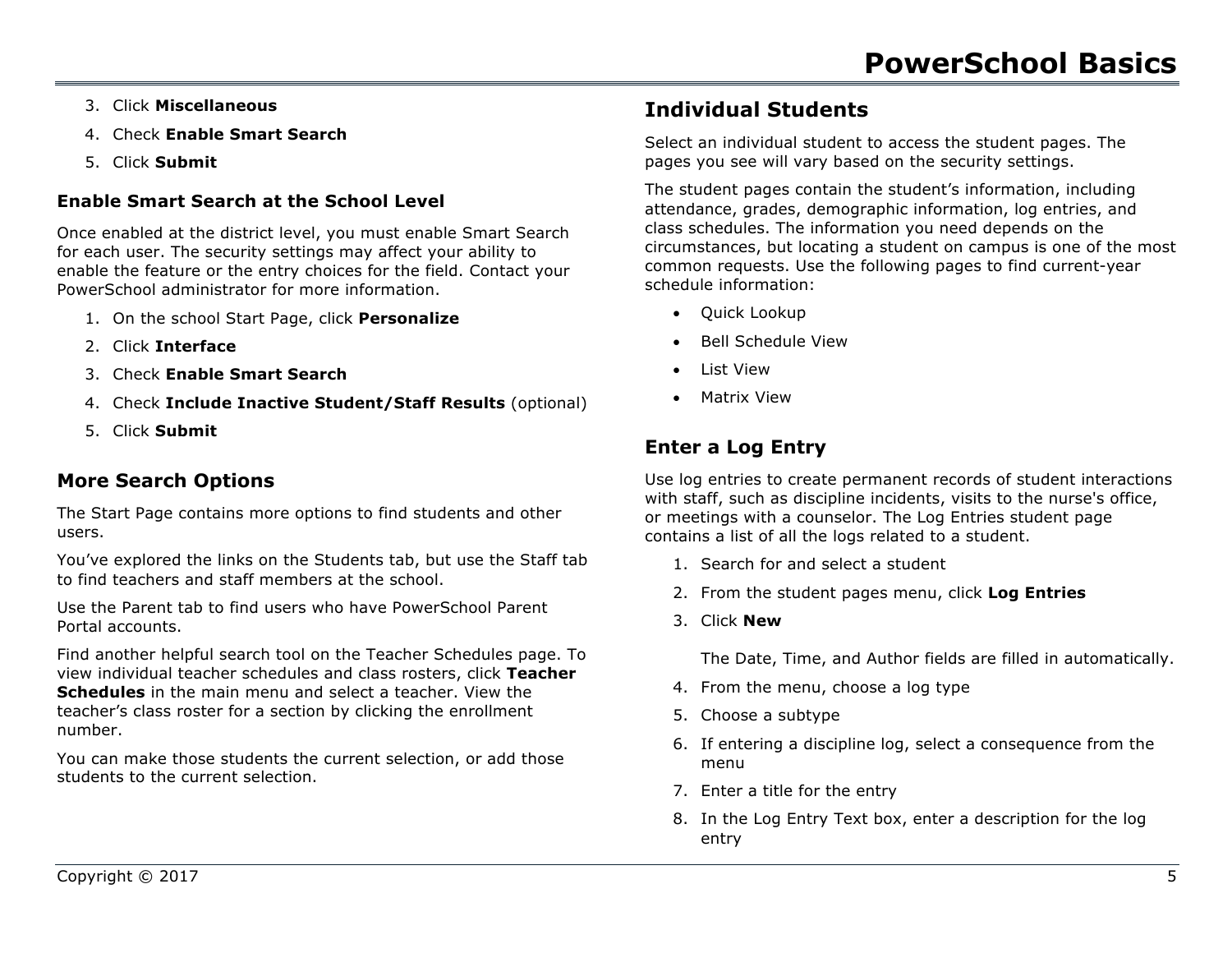3. Click **Miscellaneous**
4. Check **Enable Smart Search**
5. Click **Submit**

### Enable Smart Search at the School Level

Once enabled at the district level, you must enable Smart Search for each user. The security settings may affect your ability to enable the feature or the entry choices for the field. Contact your PowerSchool administrator for more information.

1. On the school Start Page, click **Personalize**
2. Click **Interface**
3. Check **Enable Smart Search**
4. Check **Include Inactive Student/Staff Results** (optional)
5. Click **Submit**

## More Search Options

The Start Page contains more options to find students and other users.

You've explored the links on the Students tab, but use the Staff tab to find teachers and staff members at the school.

Use the Parent tab to find users who have PowerSchool Parent Portal accounts.

Find another helpful search tool on the Teacher Schedules page. To view individual teacher schedules and class rosters, click **Teacher Schedules** in the main menu and select a teacher. View the teacher's class roster for a section by clicking the enrollment number.

You can make those students the current selection, or add those students to the current selection.

## Individual Students

Select an individual student to access the student pages. The pages you see will vary based on the security settings.

The student pages contain the student's information, including attendance, grades, demographic information, log entries, and class schedules. The information you need depends on the circumstances, but locating a student on campus is one of the most common requests. Use the following pages to find current-year schedule information:

- Quick Lookup
- Bell Schedule View
- List View
- Matrix View

## Enter a Log Entry

Use log entries to create permanent records of student interactions with staff, such as discipline incidents, visits to the nurse's office, or meetings with a counselor. The Log Entries student page contains a list of all the logs related to a student.

1. Search for and select a student
2. From the student pages menu, click **Log Entries**
3. Click **New**

   The Date, Time, and Author fields are filled in automatically.

4. From the menu, choose a log type
5. Choose a subtype
6. If entering a discipline log, select a consequence from the menu
7. Enter a title for the entry
8. In the Log Entry Text box, enter a description for the log entry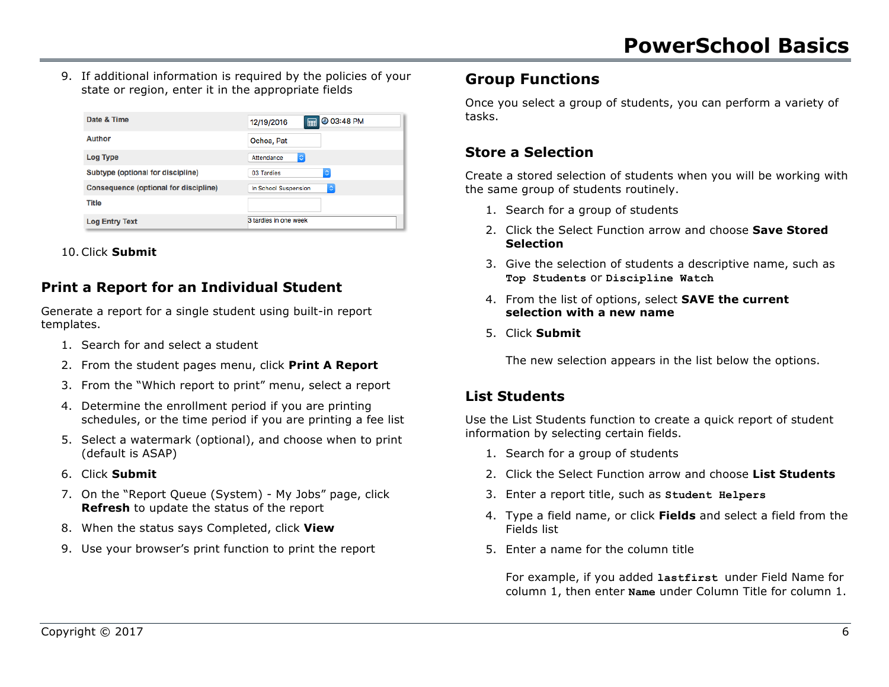9. If additional information is required by the policies of your state or region, enter it in the appropriate fields

| | |
|---|---|
| Date & Time | 12/19/2016 03:48 PM |
| Author | Ochoa, Pat |
| Log Type | Attendance |
| Subtype (optional for discipline) | 03 Tardies |
| Consequence (optional for discipline) | In School Suspension |
| Title | |
| Log Entry Text | 3 tardies in one week |

10. Click **Submit**

## Print a Report for an Individual Student

Generate a report for a single student using built-in report templates.

1. Search for and select a student
2. From the student pages menu, click **Print A Report**
3. From the "Which report to print" menu, select a report
4. Determine the enrollment period if you are printing schedules, or the time period if you are printing a fee list
5. Select a watermark (optional), and choose when to print (default is ASAP)
6. Click **Submit**
7. On the "Report Queue (System) - My Jobs" page, click **Refresh** to update the status of the report
8. When the status says Completed, click **View**
9. Use your browser's print function to print the report

## Group Functions

Once you select a group of students, you can perform a variety of tasks.

## Store a Selection

Create a stored selection of students when you will be working with the same group of students routinely.

1. Search for a group of students
2. Click the Select Function arrow and choose **Save Stored Selection**
3. Give the selection of students a descriptive name, such as **`Top Students`** or **`Discipline Watch`**
4. From the list of options, select **SAVE the current selection with a new name**
5. Click **Submit**

   The new selection appears in the list below the options.

## List Students

Use the List Students function to create a quick report of student information by selecting certain fields.

1. Search for a group of students
2. Click the Select Function arrow and choose **List Students**
3. Enter a report title, such as **`Student Helpers`**
4. Type a field name, or click **Fields** and select a field from the Fields list
5. Enter a name for the column title

   For example, if you added **`lastfirst`** under Field Name for column 1, then enter **`Name`** under Column Title for column 1.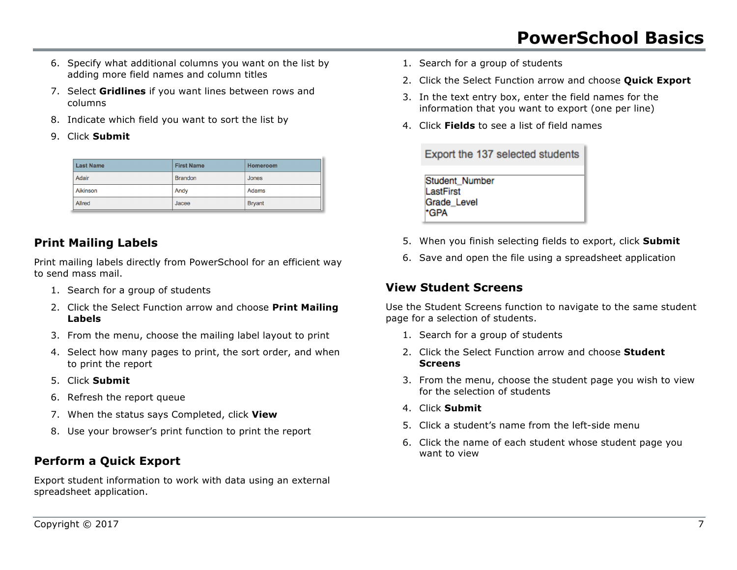6. Specify what additional columns you want on the list by adding more field names and column titles
7. Select **Gridlines** if you want lines between rows and columns
8. Indicate which field you want to sort the list by
9. Click **Submit**

| Last Name | First Name | Homeroom |
|---|---|---|
| Adair | Brandon | Jones |
| Aikinson | Andy | Adams |
| Allred | Jacee | Bryant |

### Print Mailing Labels

Print mailing labels directly from PowerSchool for an efficient way to send mass mail.

1. Search for a group of students
2. Click the Select Function arrow and choose **Print Mailing Labels**
3. From the menu, choose the mailing label layout to print
4. Select how many pages to print, the sort order, and when to print the report
5. Click **Submit**
6. Refresh the report queue
7. When the status says Completed, click **View**
8. Use your browser's print function to print the report

### Perform a Quick Export

Export student information to work with data using an external spreadsheet application.

1. Search for a group of students
2. Click the Select Function arrow and choose **Quick Export**
3. In the text entry box, enter the field names for the information that you want to export (one per line)
4. Click **Fields** to see a list of field names

Export the 137 selected students

Student_Number
LastFirst
Grade_Level
*GPA

5. When you finish selecting fields to export, click **Submit**
6. Save and open the file using a spreadsheet application

### View Student Screens

Use the Student Screens function to navigate to the same student page for a selection of students.

1. Search for a group of students
2. Click the Select Function arrow and choose **Student Screens**
3. From the menu, choose the student page you wish to view for the selection of students
4. Click **Submit**
5. Click a student's name from the left-side menu
6. Click the name of each student whose student page you want to view